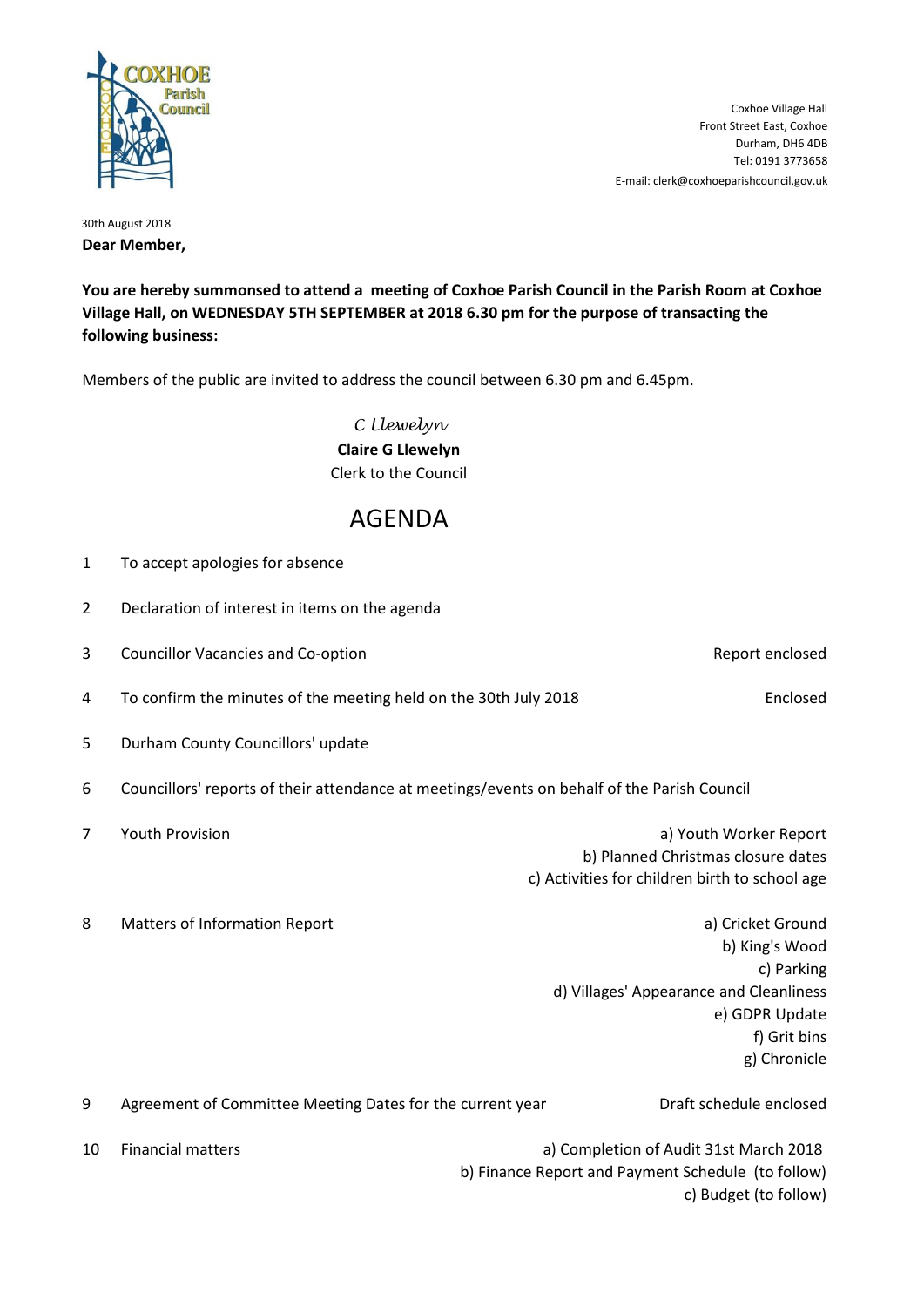COXHOE Parish Council

Coxhoe Village Hall
Front Street East, Coxhoe
Durham, DH6 4DB
Tel: 0191 3773658
E-mail: clerk@coxhoeparishcouncil.gov.uk

30th August 2018

**Dear Member,**

**You are hereby summonsed to attend a meeting of Coxhoe Parish Council in the Parish Room at Coxhoe Village Hall, on WEDNESDAY 5TH SEPTEMBER at 2018 6.30 pm for the purpose of transacting the following business:**

Members of the public are invited to address the council between 6.30 pm and 6.45pm.

*C Llewelyn*
**Claire G Llewelyn**
Clerk to the Council

# AGENDA

1 To accept apologies for absence

2 Declaration of interest in items on the agenda

3 Councillor Vacancies and Co-option — Report enclosed

4 To confirm the minutes of the meeting held on the 30th July 2018 — Enclosed

5 Durham County Councillors' update

6 Councillors' reports of their attendance at meetings/events on behalf of the Parish Council

7 Youth Provision
   - a) Youth Worker Report
   - b) Planned Christmas closure dates
   - c) Activities for children birth to school age

8 Matters of Information Report
   - a) Cricket Ground
   - b) King's Wood
   - c) Parking
   - d) Villages' Appearance and Cleanliness
   - e) GDPR Update
   - f) Grit bins
   - g) Chronicle

9 Agreement of Committee Meeting Dates for the current year — Draft schedule enclosed

10 Financial matters
   - a) Completion of Audit 31st March 2018
   - b) Finance Report and Payment Schedule (to follow)
   - c) Budget (to follow)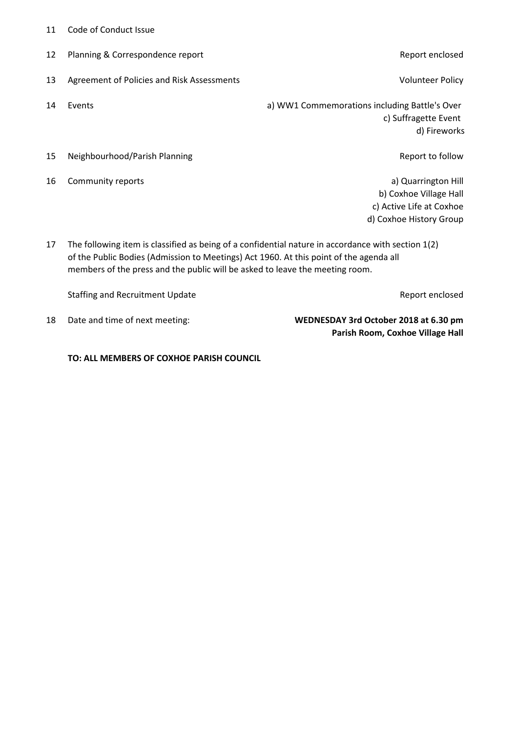| | | |
|---|---|---|
| 11 | Code of Conduct Issue | |
| 12 | Planning & Correspondence report | Report enclosed |
| 13 | Agreement of Policies and Risk Assessments | Volunteer Policy |
| 14 | Events | a) WW1 Commemorations including Battle's Over<br>c) Suffragette Event<br>d) Fireworks |
| 15 | Neighbourhood/Parish Planning | Report to follow |
| 16 | Community reports | a) Quarrington Hill<br>b) Coxhoe Village Hall<br>c) Active Life at Coxhoe<br>d) Coxhoe History Group |

17 The following item is classified as being of a confidential nature in accordance with section 1(2) of the Public Bodies (Admission to Meetings) Act 1960. At this point of the agenda all members of the press and the public will be asked to leave the meeting room.

Staffing and Recruitment Update — Report enclosed

18 Date and time of next meeting: **WEDNESDAY 3rd October 2018 at 6.30 pm**
**Parish Room, Coxhoe Village Hall**

**TO: ALL MEMBERS OF COXHOE PARISH COUNCIL**